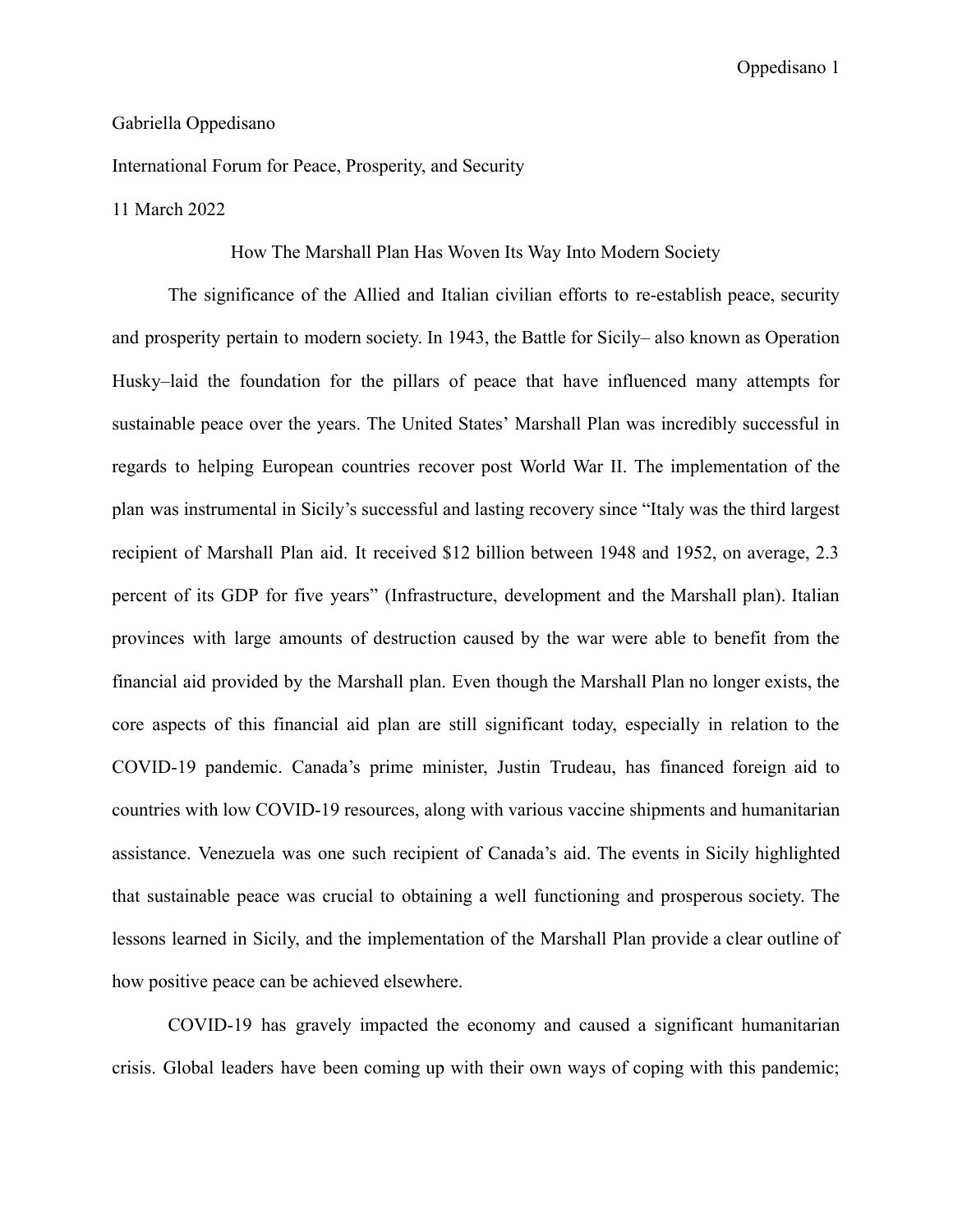Gabriella Oppedisano

International Forum for Peace, Prosperity, and Security

11 March 2022

# How The Marshall Plan Has Woven Its Way Into Modern Society

The significance of the Allied and Italian civilian efforts to re-establish peace, security and prosperity pertain to modern society. In 1943, the Battle for Sicily– also known as Operation Husky–laid the foundation for the pillars of peace that have influenced many attempts for sustainable peace over the years. The United States' Marshall Plan was incredibly successful in regards to helping European countries recover post World War II. The implementation of the plan was instrumental in Sicily's successful and lasting recovery since "Italy was the third largest recipient of Marshall Plan aid. It received $12 billion between 1948 and 1952, on average, 2.3 percent of its GDP for five years" (Infrastructure, development and the Marshall plan). Italian provinces with large amounts of destruction caused by the war were able to benefit from the financial aid provided by the Marshall plan. Even though the Marshall Plan no longer exists, the core aspects of this financial aid plan are still significant today, especially in relation to the COVID-19 pandemic. Canada's prime minister, Justin Trudeau, has financed foreign aid to countries with low COVID-19 resources, along with various vaccine shipments and humanitarian assistance. Venezuela was one such recipient of Canada's aid. The events in Sicily highlighted that sustainable peace was crucial to obtaining a well functioning and prosperous society. The lessons learned in Sicily, and the implementation of the Marshall Plan provide a clear outline of how positive peace can be achieved elsewhere.

COVID-19 has gravely impacted the economy and caused a significant humanitarian crisis. Global leaders have been coming up with their own ways of coping with this pandemic;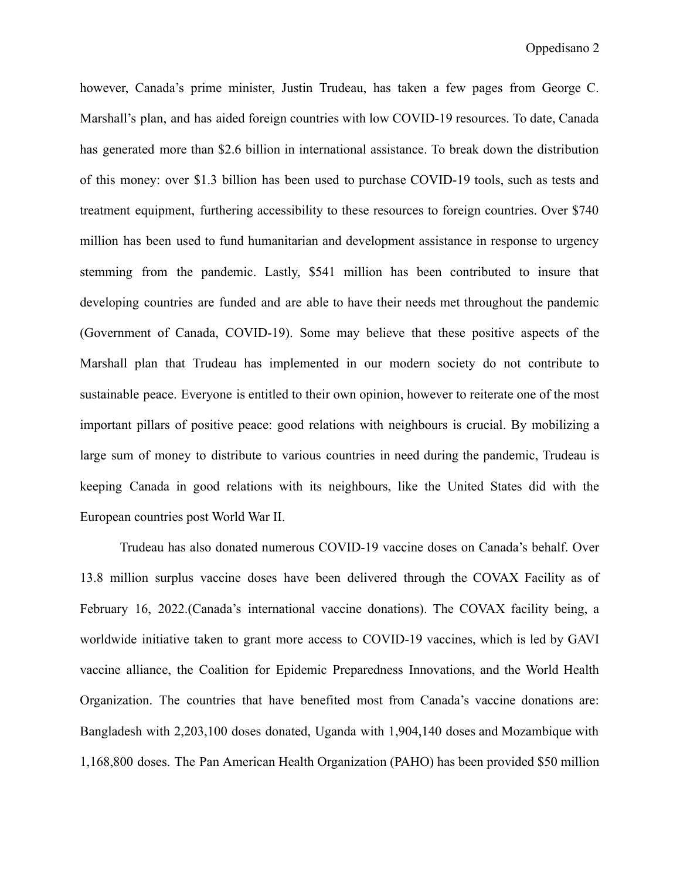however, Canada's prime minister, Justin Trudeau, has taken a few pages from George C. Marshall's plan, and has aided foreign countries with low COVID-19 resources. To date, Canada has generated more than $2.6 billion in international assistance. To break down the distribution of this money: over $1.3 billion has been used to purchase COVID-19 tools, such as tests and treatment equipment, furthering accessibility to these resources to foreign countries. Over $740 million has been used to fund humanitarian and development assistance in response to urgency stemming from the pandemic. Lastly, $541 million has been contributed to insure that developing countries are funded and are able to have their needs met throughout the pandemic (Government of Canada, COVID-19). Some may believe that these positive aspects of the Marshall plan that Trudeau has implemented in our modern society do not contribute to sustainable peace. Everyone is entitled to their own opinion, however to reiterate one of the most important pillars of positive peace: good relations with neighbours is crucial. By mobilizing a large sum of money to distribute to various countries in need during the pandemic, Trudeau is keeping Canada in good relations with its neighbours, like the United States did with the European countries post World War II.

Trudeau has also donated numerous COVID-19 vaccine doses on Canada's behalf. Over 13.8 million surplus vaccine doses have been delivered through the COVAX Facility as of February 16, 2022.(Canada's international vaccine donations). The COVAX facility being, a worldwide initiative taken to grant more access to COVID-19 vaccines, which is led by GAVI vaccine alliance, the Coalition for Epidemic Preparedness Innovations, and the World Health Organization. The countries that have benefited most from Canada's vaccine donations are: Bangladesh with 2,203,100 doses donated, Uganda with 1,904,140 doses and Mozambique with 1,168,800 doses. The Pan American Health Organization (PAHO) has been provided $50 million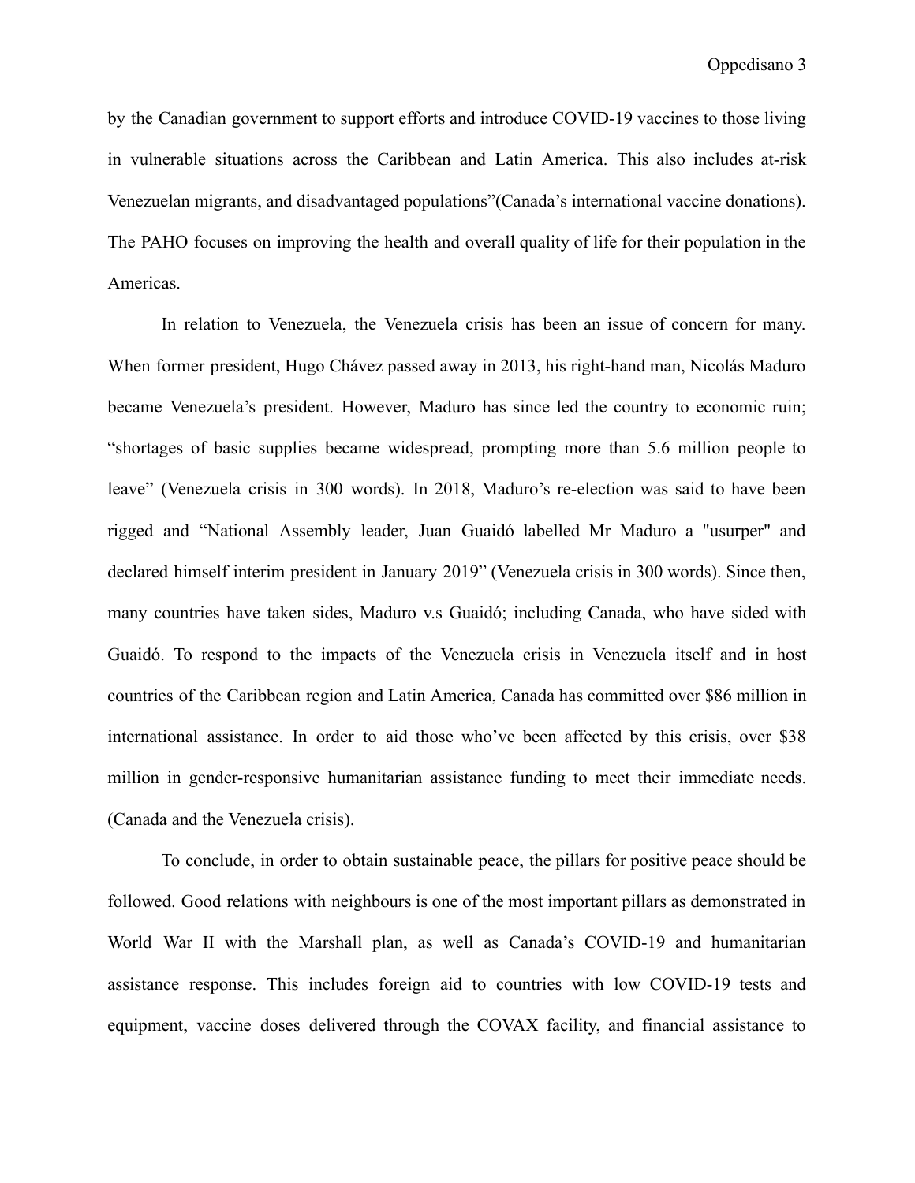by the Canadian government to support efforts and introduce COVID-19 vaccines to those living in vulnerable situations across the Caribbean and Latin America. This also includes at-risk Venezuelan migrants, and disadvantaged populations"(Canada's international vaccine donations). The PAHO focuses on improving the health and overall quality of life for their population in the Americas.

In relation to Venezuela, the Venezuela crisis has been an issue of concern for many. When former president, Hugo Chávez passed away in 2013, his right-hand man, Nicolás Maduro became Venezuela's president. However, Maduro has since led the country to economic ruin; "shortages of basic supplies became widespread, prompting more than 5.6 million people to leave" (Venezuela crisis in 300 words). In 2018, Maduro's re-election was said to have been rigged and "National Assembly leader, Juan Guaidó labelled Mr Maduro a "usurper" and declared himself interim president in January 2019" (Venezuela crisis in 300 words). Since then, many countries have taken sides, Maduro v.s Guaidó; including Canada, who have sided with Guaidó. To respond to the impacts of the Venezuela crisis in Venezuela itself and in host countries of the Caribbean region and Latin America, Canada has committed over $86 million in international assistance. In order to aid those who've been affected by this crisis, over $38 million in gender-responsive humanitarian assistance funding to meet their immediate needs. (Canada and the Venezuela crisis).

To conclude, in order to obtain sustainable peace, the pillars for positive peace should be followed. Good relations with neighbours is one of the most important pillars as demonstrated in World War II with the Marshall plan, as well as Canada's COVID-19 and humanitarian assistance response. This includes foreign aid to countries with low COVID-19 tests and equipment, vaccine doses delivered through the COVAX facility, and financial assistance to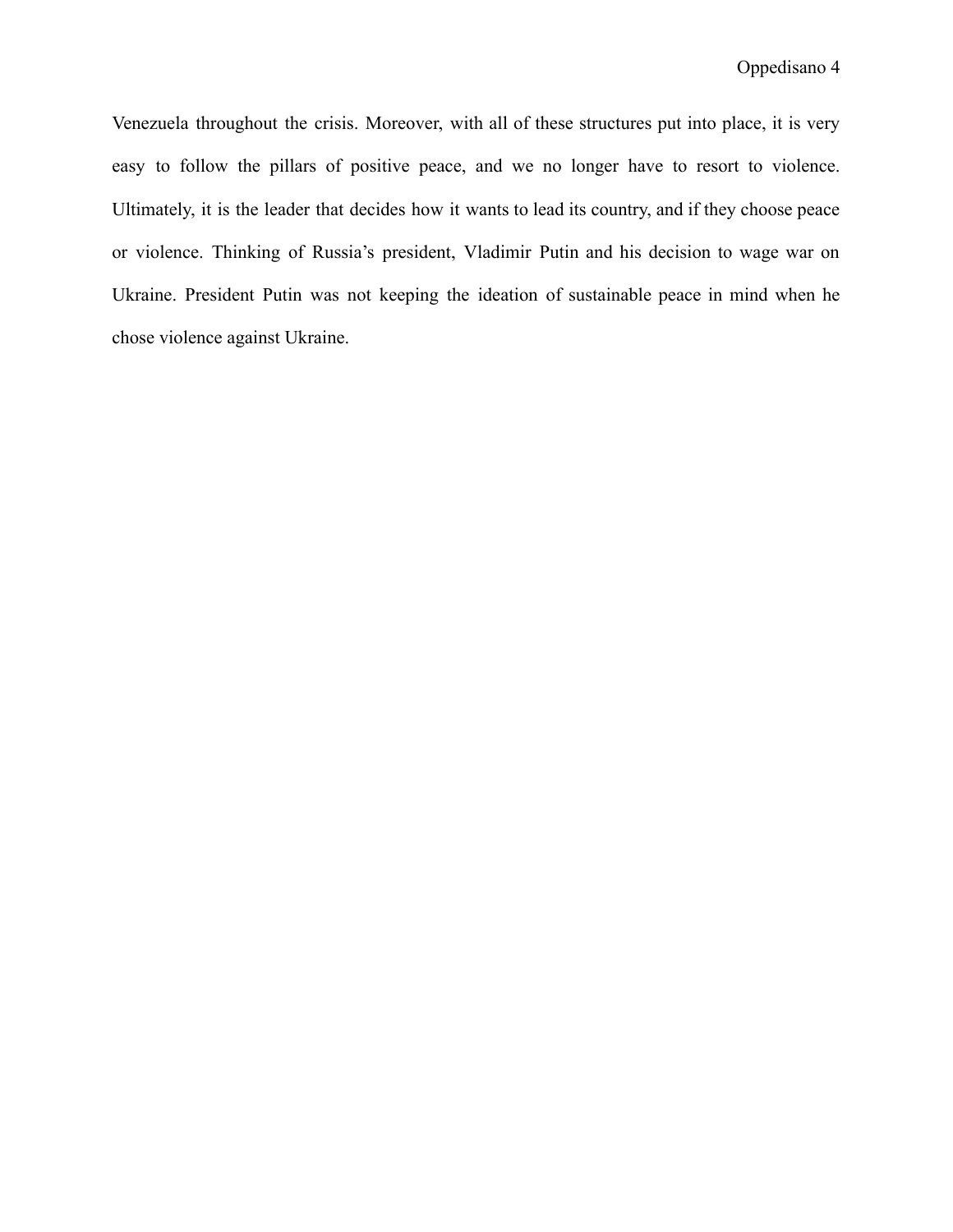Venezuela throughout the crisis. Moreover, with all of these structures put into place, it is very easy to follow the pillars of positive peace, and we no longer have to resort to violence. Ultimately, it is the leader that decides how it wants to lead its country, and if they choose peace or violence. Thinking of Russia's president, Vladimir Putin and his decision to wage war on Ukraine. President Putin was not keeping the ideation of sustainable peace in mind when he chose violence against Ukraine.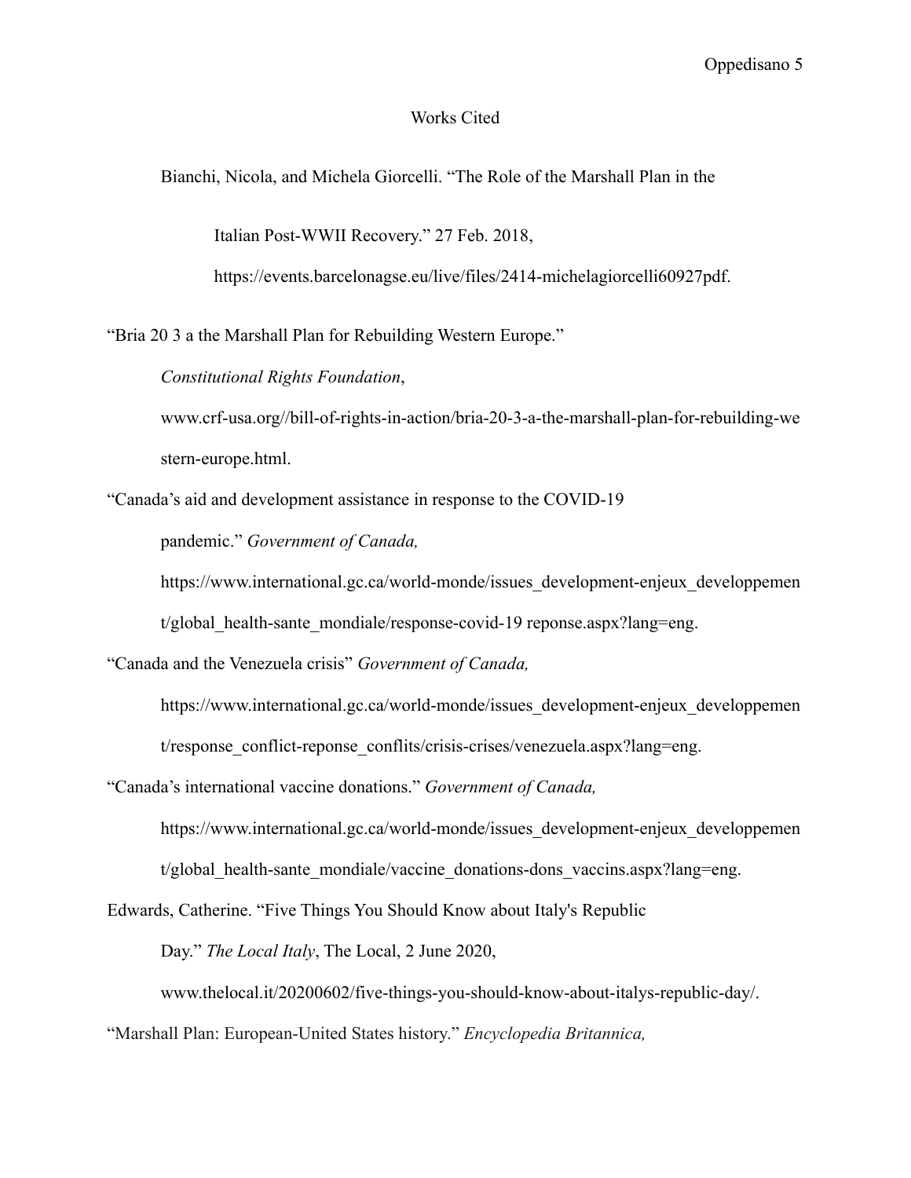# Works Cited

Bianchi, Nicola, and Michela Giorcelli. "The Role of the Marshall Plan in the Italian Post-WWII Recovery." 27 Feb. 2018, https://events.barcelonagse.eu/live/files/2414-michelagiorcelli60927pdf.

"Bria 20 3 a the Marshall Plan for Rebuilding Western Europe." *Constitutional Rights Foundation*, www.crf-usa.org//bill-of-rights-in-action/bria-20-3-a-the-marshall-plan-for-rebuilding-western-europe.html.

"Canada's aid and development assistance in response to the COVID-19 pandemic." *Government of Canada,* https://www.international.gc.ca/world-monde/issues_development-enjeux_developpement/global_health-sante_mondiale/response-covid-19 reponse.aspx?lang=eng.

"Canada and the Venezuela crisis" *Government of Canada,* https://www.international.gc.ca/world-monde/issues_development-enjeux_developpement/response_conflict-reponse_conflits/crisis-crises/venezuela.aspx?lang=eng.

"Canada's international vaccine donations." *Government of Canada,* https://www.international.gc.ca/world-monde/issues_development-enjeux_developpement/global_health-sante_mondiale/vaccine_donations-dons_vaccins.aspx?lang=eng.

Edwards, Catherine. "Five Things You Should Know about Italy's Republic Day." *The Local Italy*, The Local, 2 June 2020, www.thelocal.it/20200602/five-things-you-should-know-about-italys-republic-day/.

"Marshall Plan: European-United States history." *Encyclopedia Britannica,*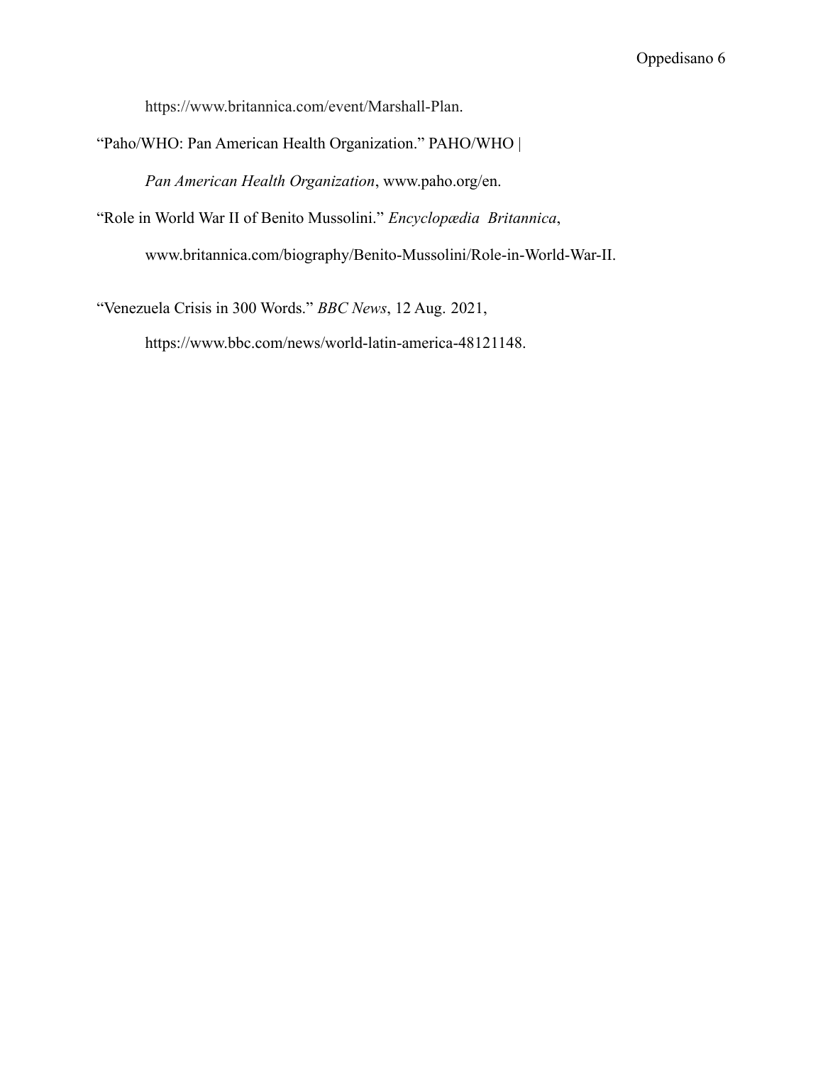https://www.britannica.com/event/Marshall-Plan.

"Paho/WHO: Pan American Health Organization." PAHO/WHO | *Pan American Health Organization*, www.paho.org/en.

"Role in World War II of Benito Mussolini." *Encyclopædia Britannica*, www.britannica.com/biography/Benito-Mussolini/Role-in-World-War-II.

"Venezuela Crisis in 300 Words." *BBC News*, 12 Aug. 2021, https://www.bbc.com/news/world-latin-america-48121148.